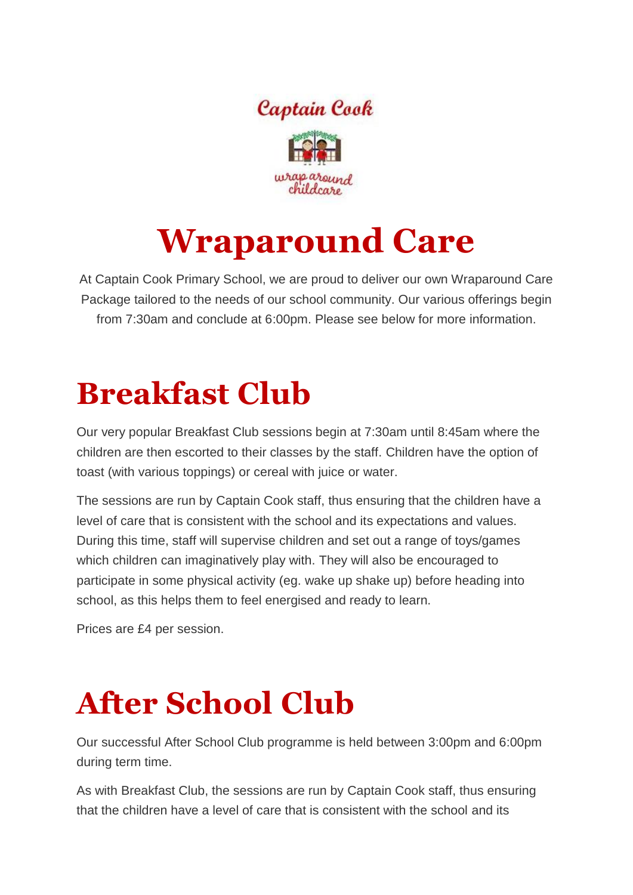Captain Cook

wrap around childcare

# Wraparound Care

At Captain Cook Primary School, we are proud to deliver our own Wraparound Care Package tailored to the needs of our school community. Our various offerings begin from 7:30am and conclude at 6:00pm. Please see below for more information.

## Breakfast Club

Our very popular Breakfast Club sessions begin at 7:30am until 8:45am where the children are then escorted to their classes by the staff. Children have the option of toast (with various toppings) or cereal with juice or water.

The sessions are run by Captain Cook staff, thus ensuring that the children have a level of care that is consistent with the school and its expectations and values. During this time, staff will supervise children and set out a range of toys/games which children can imaginatively play with. They will also be encouraged to participate in some physical activity (eg. wake up shake up) before heading into school, as this helps them to feel energised and ready to learn.

Prices are £4 per session.

## After School Club

Our successful After School Club programme is held between 3:00pm and 6:00pm during term time.

As with Breakfast Club, the sessions are run by Captain Cook staff, thus ensuring that the children have a level of care that is consistent with the school and its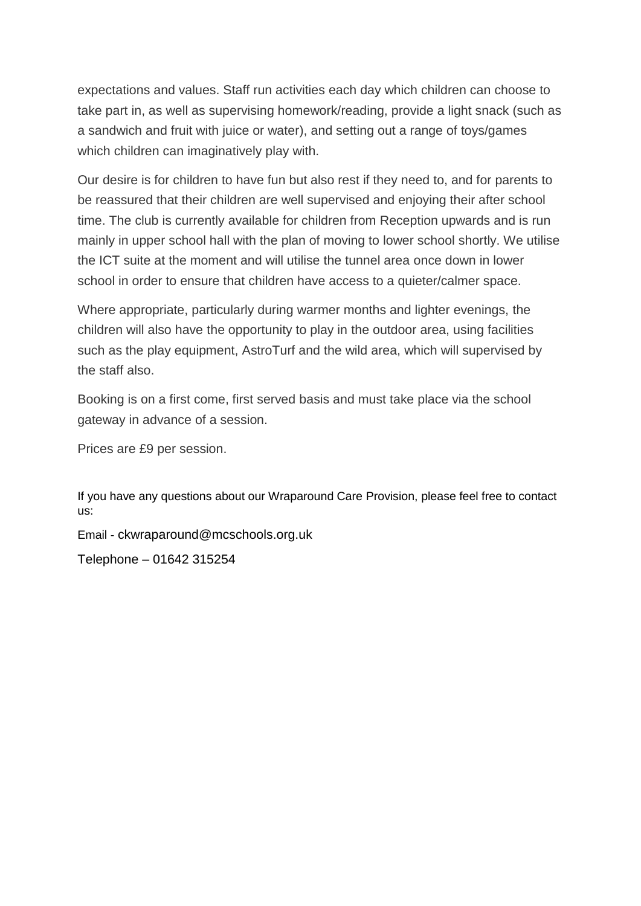expectations and values. Staff run activities each day which children can choose to take part in, as well as supervising homework/reading, provide a light snack (such as a sandwich and fruit with juice or water), and setting out a range of toys/games which children can imaginatively play with.

Our desire is for children to have fun but also rest if they need to, and for parents to be reassured that their children are well supervised and enjoying their after school time. The club is currently available for children from Reception upwards and is run mainly in upper school hall with the plan of moving to lower school shortly. We utilise the ICT suite at the moment and will utilise the tunnel area once down in lower school in order to ensure that children have access to a quieter/calmer space.

Where appropriate, particularly during warmer months and lighter evenings, the children will also have the opportunity to play in the outdoor area, using facilities such as the play equipment, AstroTurf and the wild area, which will supervised by the staff also.

Booking is on a first come, first served basis and must take place via the school gateway in advance of a session.

Prices are £9 per session.

If you have any questions about our Wraparound Care Provision, please feel free to contact us:

Email - ckwraparound@mcschools.org.uk

Telephone – 01642 315254